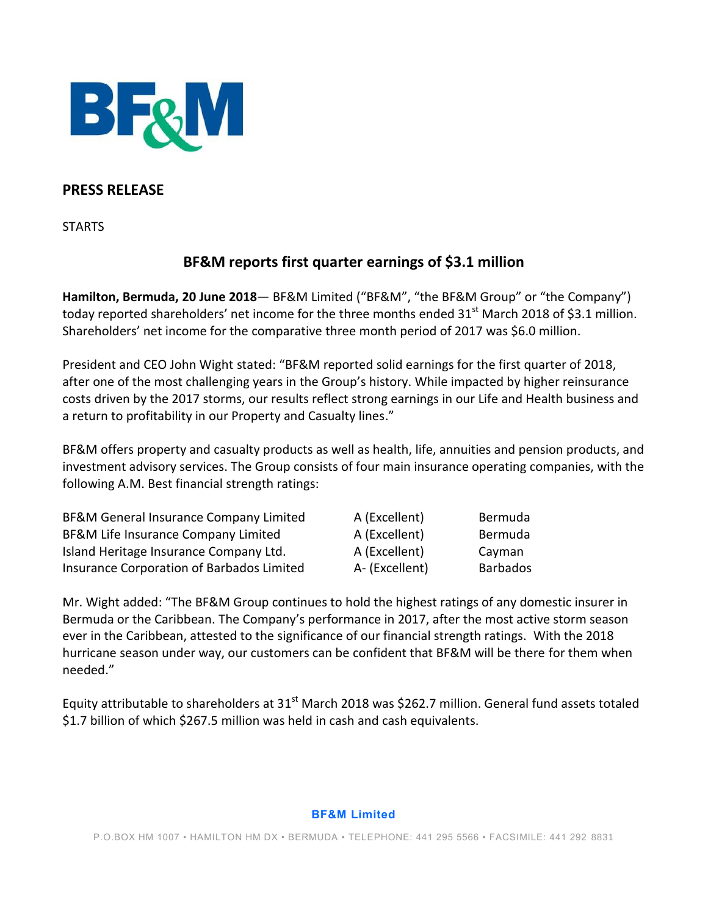BF&M

## PRESS RELEASE

STARTS

### BF&M reports first quarter earnings of $3.1 million

**Hamilton, Bermuda, 20 June 2018**— BF&M Limited ("BF&M", "the BF&M Group" or "the Company") today reported shareholders' net income for the three months ended 31st March 2018 of $3.1 million. Shareholders' net income for the comparative three month period of 2017 was $6.0 million.

President and CEO John Wight stated: "BF&M reported solid earnings for the first quarter of 2018, after one of the most challenging years in the Group's history. While impacted by higher reinsurance costs driven by the 2017 storms, our results reflect strong earnings in our Life and Health business and a return to profitability in our Property and Casualty lines."

BF&M offers property and casualty products as well as health, life, annuities and pension products, and investment advisory services. The Group consists of four main insurance operating companies, with the following A.M. Best financial strength ratings:

| | | |
|---|---|---|
| BF&M General Insurance Company Limited | A (Excellent) | Bermuda |
| BF&M Life Insurance Company Limited | A (Excellent) | Bermuda |
| Island Heritage Insurance Company Ltd. | A (Excellent) | Cayman |
| Insurance Corporation of Barbados Limited | A- (Excellent) | Barbados |

Mr. Wight added: "The BF&M Group continues to hold the highest ratings of any domestic insurer in Bermuda or the Caribbean. The Company's performance in 2017, after the most active storm season ever in the Caribbean, attested to the significance of our financial strength ratings. With the 2018 hurricane season under way, our customers can be confident that BF&M will be there for them when needed."

Equity attributable to shareholders at 31st March 2018 was $262.7 million. General fund assets totaled $1.7 billion of which $267.5 million was held in cash and cash equivalents.

**BF&M Limited**

P.O.BOX HM 1007 • HAMILTON HM DX • BERMUDA • TELEPHONE: 441 295 5566 • FACSIMILE: 441 292 8831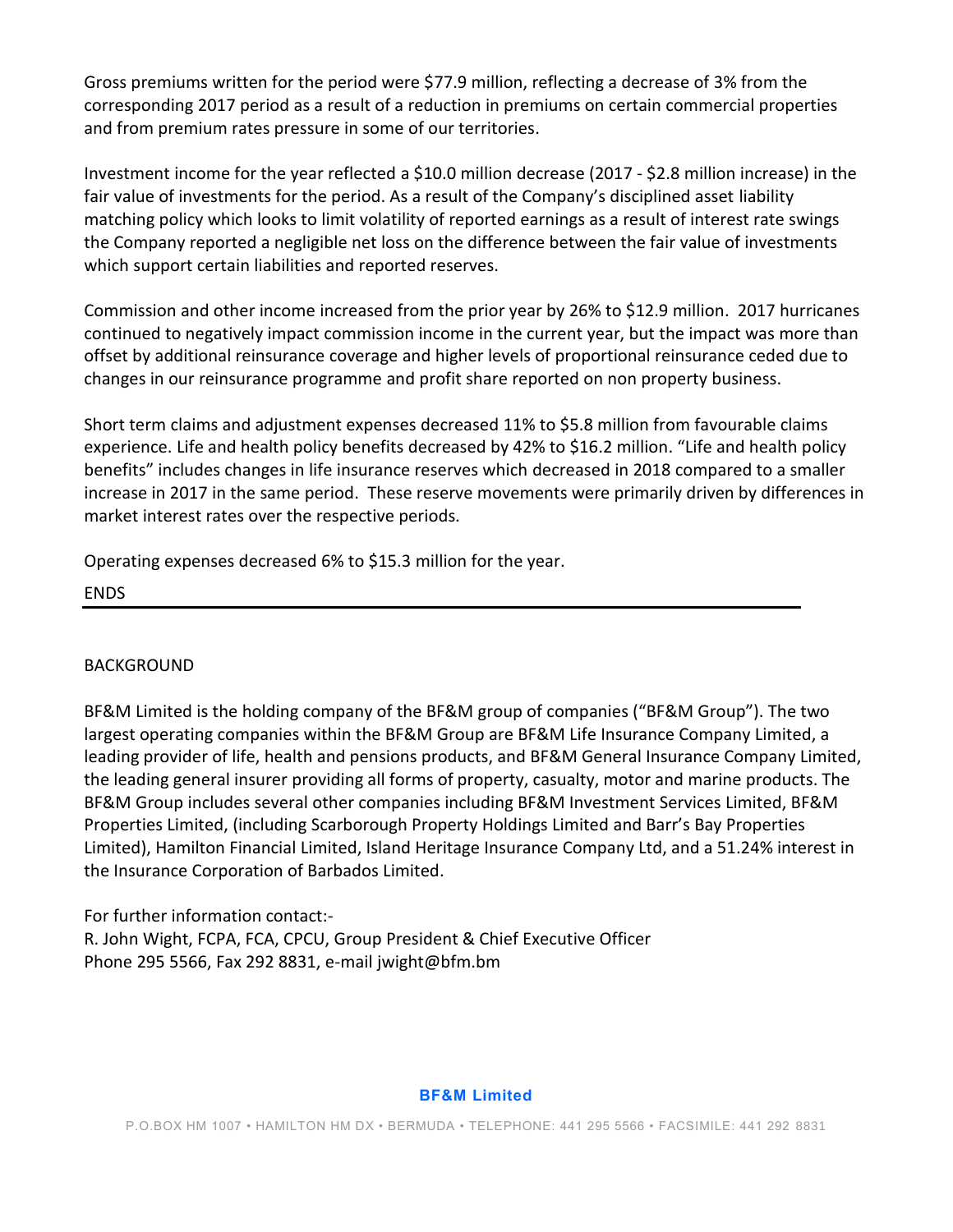Gross premiums written for the period were $77.9 million, reflecting a decrease of 3% from the corresponding 2017 period as a result of a reduction in premiums on certain commercial properties and from premium rates pressure in some of our territories.

Investment income for the year reflected a $10.0 million decrease (2017 - $2.8 million increase) in the fair value of investments for the period. As a result of the Company's disciplined asset liability matching policy which looks to limit volatility of reported earnings as a result of interest rate swings the Company reported a negligible net loss on the difference between the fair value of investments which support certain liabilities and reported reserves.

Commission and other income increased from the prior year by 26% to $12.9 million. 2017 hurricanes continued to negatively impact commission income in the current year, but the impact was more than offset by additional reinsurance coverage and higher levels of proportional reinsurance ceded due to changes in our reinsurance programme and profit share reported on non property business.

Short term claims and adjustment expenses decreased 11% to $5.8 million from favourable claims experience. Life and health policy benefits decreased by 42% to $16.2 million. "Life and health policy benefits" includes changes in life insurance reserves which decreased in 2018 compared to a smaller increase in 2017 in the same period. These reserve movements were primarily driven by differences in market interest rates over the respective periods.

Operating expenses decreased 6% to $15.3 million for the year.

ENDS

---

BACKGROUND

BF&M Limited is the holding company of the BF&M group of companies ("BF&M Group"). The two largest operating companies within the BF&M Group are BF&M Life Insurance Company Limited, a leading provider of life, health and pensions products, and BF&M General Insurance Company Limited, the leading general insurer providing all forms of property, casualty, motor and marine products. The BF&M Group includes several other companies including BF&M Investment Services Limited, BF&M Properties Limited, (including Scarborough Property Holdings Limited and Barr's Bay Properties Limited), Hamilton Financial Limited, Island Heritage Insurance Company Ltd, and a 51.24% interest in the Insurance Corporation of Barbados Limited.

For further information contact:-
R. John Wight, FCPA, FCA, CPCU, Group President & Chief Executive Officer
Phone 295 5566, Fax 292 8831, e-mail jwight@bfm.bm

**BF&M Limited**

P.O.BOX HM 1007 • HAMILTON HM DX • BERMUDA • TELEPHONE: 441 295 5566 • FACSIMILE: 441 292 8831